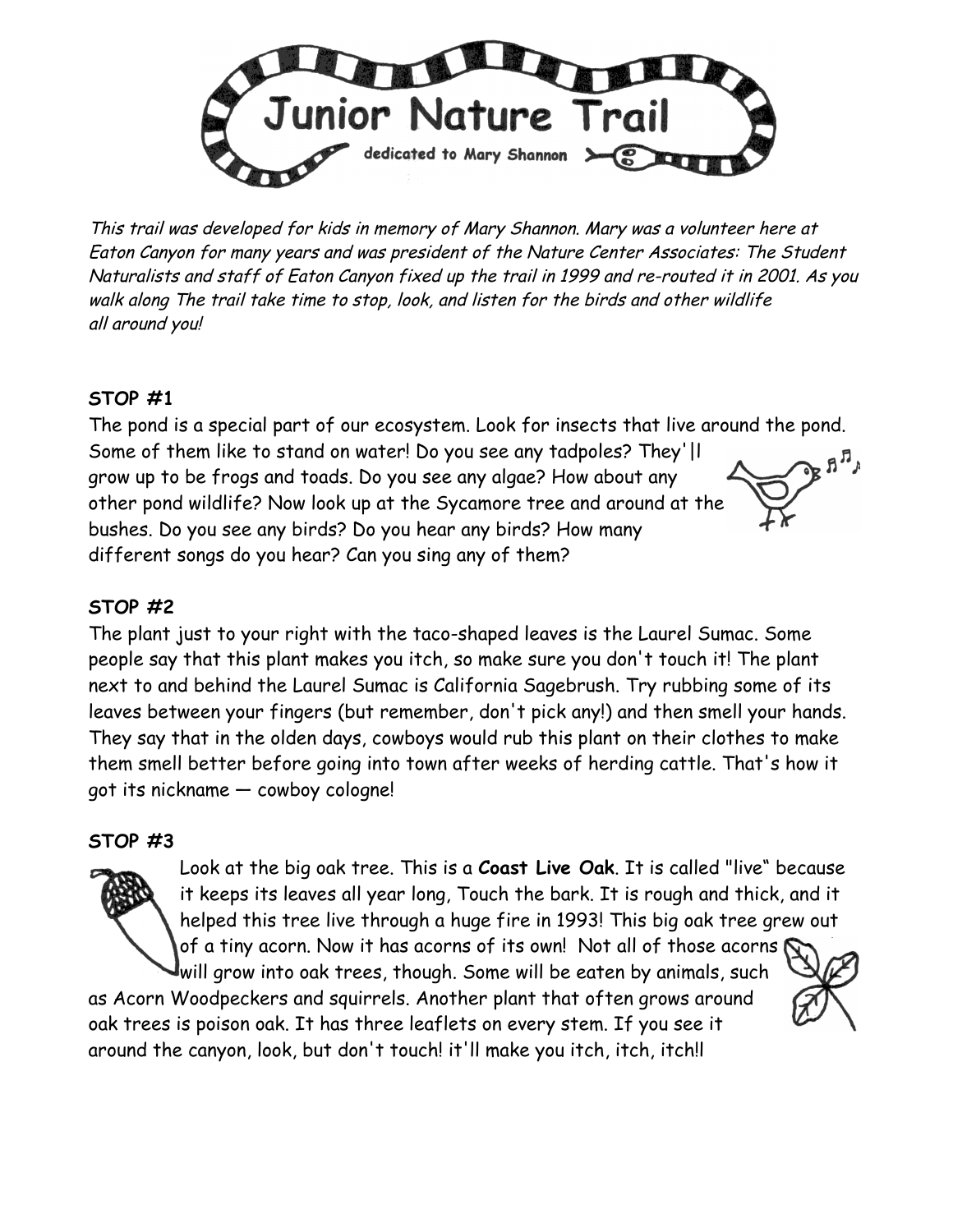# Junior Nature Trail

dedicated to Mary Shannon

*This trail was developed for kids in memory of Mary Shannon. Mary was a volunteer here at Eaton Canyon for many years and was president of the Nature Center Associates: The Student Naturalists and staff of Eaton Canyon fixed up the trail in 1999 and re-routed it in 2001. As you walk along The trail take time to stop, look, and listen for the birds and other wildlife all around you!*

**STOP #1**

The pond is a special part of our ecosystem. Look for insects that live around the pond. Some of them like to stand on water! Do you see any tadpoles? They'|l grow up to be frogs and toads. Do you see any algae? How about any other pond wildlife? Now look up at the Sycamore tree and around at the bushes. Do you see any birds? Do you hear any birds? How many different songs do you hear? Can you sing any of them?

**STOP #2**

The plant just to your right with the taco-shaped leaves is the Laurel Sumac. Some people say that this plant makes you itch, so make sure you don't touch it! The plant next to and behind the Laurel Sumac is California Sagebrush. Try rubbing some of its leaves between your fingers (but remember, don't pick any!) and then smell your hands. They say that in the olden days, cowboys would rub this plant on their clothes to make them smell better before going into town after weeks of herding cattle. That's how it got its nickname — cowboy cologne!

**STOP #3**

Look at the big oak tree. This is a **Coast Live Oak**. It is called "live" because it keeps its leaves all year long, Touch the bark. It is rough and thick, and it helped this tree live through a huge fire in 1993! This big oak tree grew out of a tiny acorn. Now it has acorns of its own! Not all of those acorns will grow into oak trees, though. Some will be eaten by animals, such as Acorn Woodpeckers and squirrels. Another plant that often grows around oak trees is poison oak. It has three leaflets on every stem. If you see it around the canyon, look, but don't touch! it'll make you itch, itch, itch!l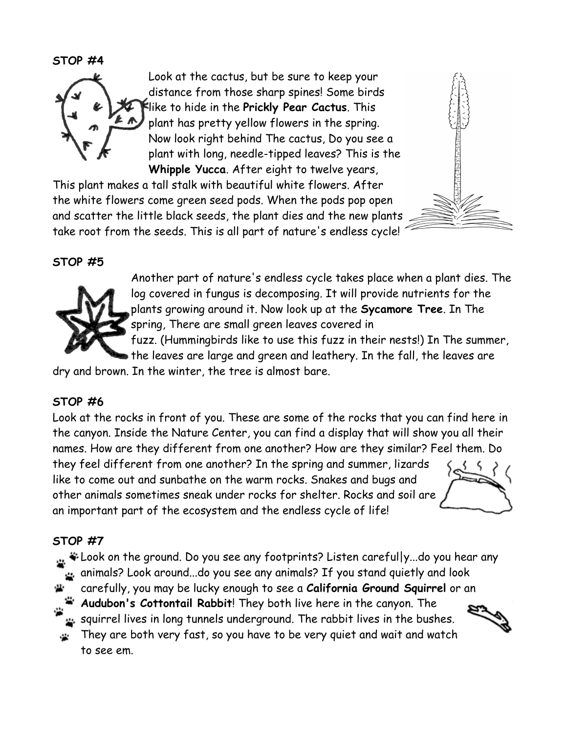**STOP #4**

Look at the cactus, but be sure to keep your distance from those sharp spines! Some birds like to hide in the **Prickly Pear Cactus**. This plant has pretty yellow flowers in the spring. Now look right behind The cactus, Do you see a plant with long, needle-tipped leaves? This is the **Whipple Yucca**. After eight to twelve years, This plant makes a tall stalk with beautiful white flowers. After the white flowers come green seed pods. When the pods pop open and scatter the little black seeds, the plant dies and the new plants take root from the seeds. This is all part of nature's endless cycle!

**STOP #5**

Another part of nature's endless cycle takes place when a plant dies. The log covered in fungus is decomposing. It will provide nutrients for the plants growing around it. Now look up at the **Sycamore Tree**. In The spring, There are small green leaves covered in fuzz. (Hummingbirds like to use this fuzz in their nests!) In The summer, the leaves are large and green and leathery. In the fall, the leaves are dry and brown. In the winter, the tree is almost bare.

**STOP #6**

Look at the rocks in front of you. These are some of the rocks that you can find here in the canyon. Inside the Nature Center, you can find a display that will show you all their names. How are they different from one another? How are they similar? Feel them. Do they feel different from one another? In the spring and summer, lizards like to come out and sunbathe on the warm rocks. Snakes and bugs and other animals sometimes sneak under rocks for shelter. Rocks and soil are an important part of the ecosystem and the endless cycle of life!

**STOP #7**

Look on the ground. Do you see any footprints? Listen carefully...do you hear any animals? Look around...do you see any animals? If you stand quietly and look carefully, you may be lucky enough to see a **California Ground Squirrel** or an **Audubon's Cottontail Rabbit**! They both live here in the canyon. The squirrel lives in long tunnels underground. The rabbit lives in the bushes. They are both very fast, so you have to be very quiet and wait and watch to see em.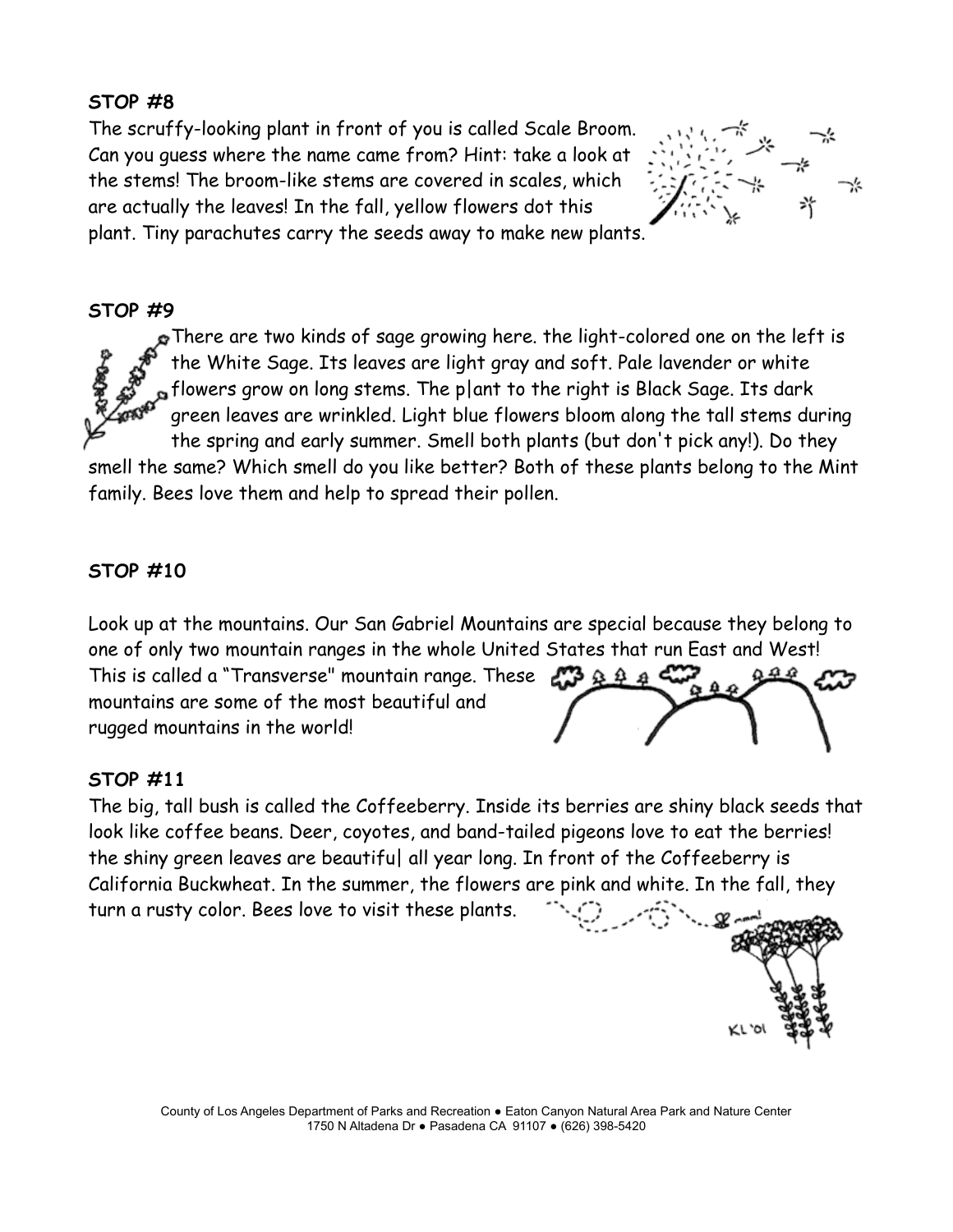**STOP #8**

The scruffy-looking plant in front of you is called Scale Broom. Can you guess where the name came from? Hint: take a look at the stems! The broom-like stems are covered in scales, which are actually the leaves! In the fall, yellow flowers dot this plant. Tiny parachutes carry the seeds away to make new plants.

**STOP #9**

There are two kinds of sage growing here. the light-colored one on the left is the White Sage. Its leaves are light gray and soft. Pale lavender or white flowers grow on long stems. The p|ant to the right is Black Sage. Its dark green leaves are wrinkled. Light blue flowers bloom along the tall stems during the spring and early summer. Smell both plants (but don't pick any!). Do they smell the same? Which smell do you like better? Both of these plants belong to the Mint family. Bees love them and help to spread their pollen.

**STOP #10**

Look up at the mountains. Our San Gabriel Mountains are special because they belong to one of only two mountain ranges in the whole United States that run East and West! This is called a "Transverse" mountain range. These mountains are some of the most beautiful and rugged mountains in the world!

**STOP #11**

The big, tall bush is called the Coffeeberry. Inside its berries are shiny black seeds that look like coffee beans. Deer, coyotes, and band-tailed pigeons love to eat the berries! the shiny green leaves are beautifu| all year long. In front of the Coffeeberry is California Buckwheat. In the summer, the flowers are pink and white. In the fall, they turn a rusty color. Bees love to visit these plants.

County of Los Angeles Department of Parks and Recreation ● Eaton Canyon Natural Area Park and Nature Center
1750 N Altadena Dr ● Pasadena CA 91107 ● (626) 398-5420